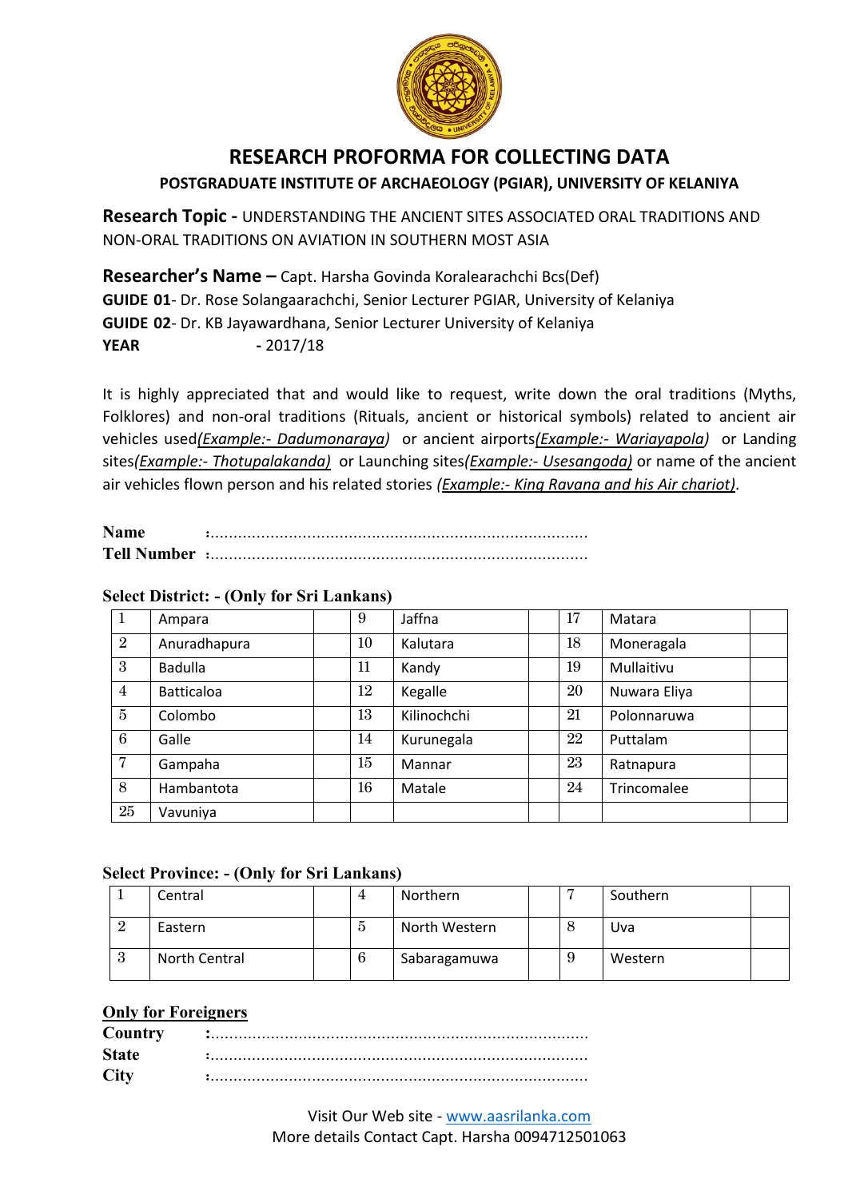# RESEARCH PROFORMA FOR COLLECTING DATA

## POSTGRADUATE INSTITUTE OF ARCHAEOLOGY (PGIAR), UNIVERSITY OF KELANIYA

**Research Topic -** UNDERSTANDING THE ANCIENT SITES ASSOCIATED ORAL TRADITIONS AND NON-ORAL TRADITIONS ON AVIATION IN SOUTHERN MOST ASIA

**Researcher's Name –** Capt. Harsha Govinda Koralearachchi Bcs(Def)
**GUIDE 01**- Dr. Rose Solangaarachchi, Senior Lecturer PGIAR, University of Kelaniya
**GUIDE 02**- Dr. KB Jayawardhana, Senior Lecturer University of Kelaniya
**YEAR** - 2017/18

It is highly appreciated that and would like to request, write down the oral traditions (Myths, Folklores) and non-oral traditions (Rituals, ancient or historical symbols) related to ancient air vehicles used*(Example:- Dadumonaraya)* or ancient airports*(Example:- Wariayapola)* or Landing sites*(Example:- Thotupalakanda)* or Launching sites*(Example:- Usesangoda)* or name of the ancient air vehicles flown person and his related stories *(Example:- King Ravana and his Air chariot)*.

**Name** :...................................................................................
**Tell Number** :...................................................................................

**Select District: - (Only for Sri Lankans)**

| | | | | | | | | |
|---|---|---|---|---|---|---|---|---|
| 1 | Ampara | | 9 | Jaffna | | 17 | Matara | |
| 2 | Anuradhapura | | 10 | Kalutara | | 18 | Moneragala | |
| 3 | Badulla | | 11 | Kandy | | 19 | Mullaitivu | |
| 4 | Batticaloa | | 12 | Kegalle | | 20 | Nuwara Eliya | |
| 5 | Colombo | | 13 | Kilinochchi | | 21 | Polonnaruwa | |
| 6 | Galle | | 14 | Kurunegala | | 22 | Puttalam | |
| 7 | Gampaha | | 15 | Mannar | | 23 | Ratnapura | |
| 8 | Hambantota | | 16 | Matale | | 24 | Trincomalee | |
| 25 | Vavuniya | | | | | | | |

**Select Province: - (Only for Sri Lankans)**

| | | | | | | | | |
|---|---|---|---|---|---|---|---|---|
| 1 | Central | | 4 | Northern | | 7 | Southern | |
| 2 | Eastern | | 5 | North Western | | 8 | Uva | |
| 3 | North Central | | 6 | Sabaragamuwa | | 9 | Western | |

**<u>Only for Foreigners</u>**

**Country** :...................................................................................
**State** :...................................................................................
**City** :...................................................................................

Visit Our Web site - www.aasrilanka.com
More details Contact Capt. Harsha 0094712501063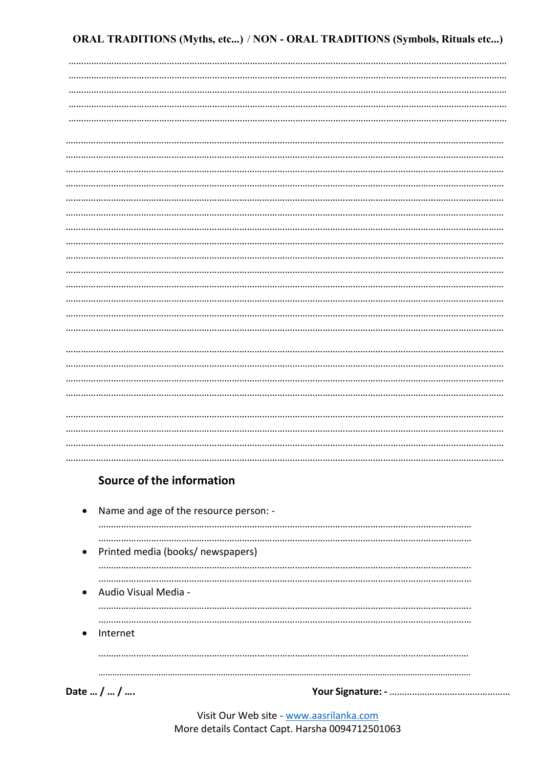**ORAL TRADITIONS (Myths, etc...) / NON - ORAL TRADITIONS (Symbols, Rituals etc...)**

……………………………………………………………………………………………………………………………………………
……………………………………………………………………………………………………………………………………………
……………………………………………………………………………………………………………………………………………
……………………………………………………………………………………………………………………………………………
……………………………………………………………………………………………………………………………………………

……………………………………………………………………………………………………………………………………………
……………………………………………………………………………………………………………………………………………
……………………………………………………………………………………………………………………………………………
……………………………………………………………………………………………………………………………………………
……………………………………………………………………………………………………………………………………………
……………………………………………………………………………………………………………………………………………
……………………………………………………………………………………………………………………………………………
……………………………………………………………………………………………………………………………………………
……………………………………………………………………………………………………………………………………………
……………………………………………………………………………………………………………………………………………
……………………………………………………………………………………………………………………………………………
……………………………………………………………………………………………………………………………………………
……………………………………………………………………………………………………………………………………………
……………………………………………………………………………………………………………………………………………

……………………………………………………………………………………………………………………………………………
……………………………………………………………………………………………………………………………………………
……………………………………………………………………………………………………………………………………………
……………………………………………………………………………………………………………………………………………

……………………………………………………………………………………………………………………………………………
……………………………………………………………………………………………………………………………………………
……………………………………………………………………………………………………………………………………………
……………………………………………………………………………………………………………………………………………

## Source of the information

- Name and age of the resource person: -
  ………………………………………………………………………………………………………………………
  ………………………………………………………………………………………………………………………
- Printed media (books/ newspapers)
  ………………………………………………………………………………………………………………………
  ………………………………………………………………………………………………………………………
- Audio Visual Media -
  ………………………………………………………………………………………………………………………
  ………………………………………………………………………………………………………………………
- Internet
  ………………………………………………………………………………………………………………………
  ………………………………………………………………………………………………………………………

**Date … / … / ….** **Your Signature: -** ……………………………………………

Visit Our Web site - www.aasrilanka.com
More details Contact Capt. Harsha 0094712501063